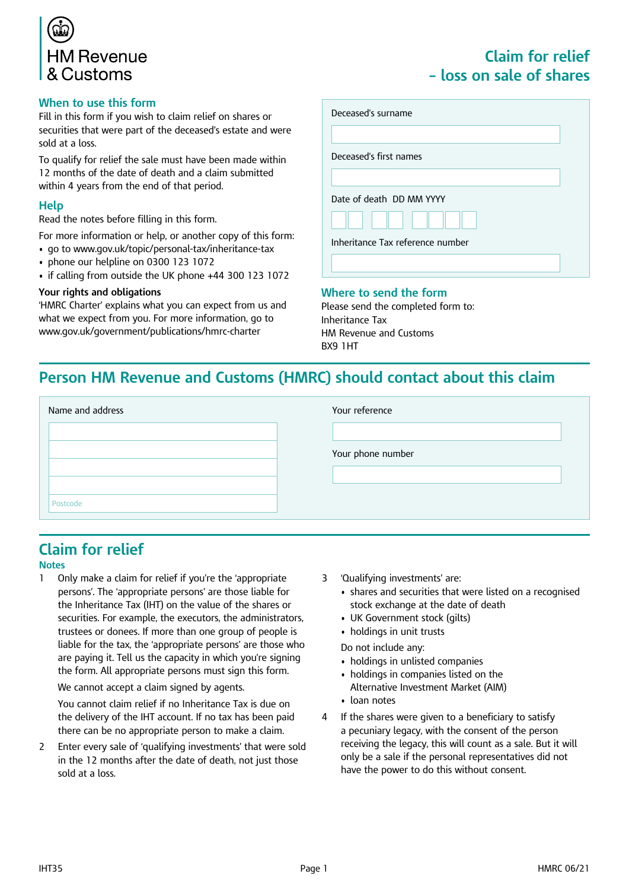HM Revenue & Customs

# Claim for relief – loss on sale of shares

## When to use this form

Fill in this form if you wish to claim relief on shares or securities that were part of the deceased's estate and were sold at a loss.

To qualify for relief the sale must have been made within 12 months of the date of death and a claim submitted within 4 years from the end of that period.

## Help

Read the notes before filling in this form.

For more information or help, or another copy of this form:

- go to www.gov.uk/topic/personal-tax/inheritance-tax
- phone our helpline on 0300 123 1072
- if calling from outside the UK phone +44 300 123 1072

**Your rights and obligations**

'HMRC Charter' explains what you can expect from us and what we expect from you. For more information, go to www.gov.uk/government/publications/hmrc-charter

Deceased's surname

Deceased's first names

Date of death DD MM YYYY

Inheritance Tax reference number

## Where to send the form

Please send the completed form to:
Inheritance Tax
HM Revenue and Customs
BX9 1HT

## Person HM Revenue and Customs (HMRC) should contact about this claim

Name and address

Postcode

Your reference

Your phone number

## Claim for relief

### Notes

1. Only make a claim for relief if you're the 'appropriate persons'. The 'appropriate persons' are those liable for the Inheritance Tax (IHT) on the value of the shares or securities. For example, the executors, the administrators, trustees or donees. If more than one group of people is liable for the tax, the 'appropriate persons' are those who are paying it. Tell us the capacity in which you're signing the form. All appropriate persons must sign this form.

   We cannot accept a claim signed by agents.

   You cannot claim relief if no Inheritance Tax is due on the delivery of the IHT account. If no tax has been paid there can be no appropriate person to make a claim.

2. Enter every sale of 'qualifying investments' that were sold in the 12 months after the date of death, not just those sold at a loss.

3. 'Qualifying investments' are:
   - shares and securities that were listed on a recognised stock exchange at the date of death
   - UK Government stock (gilts)
   - holdings in unit trusts

   Do not include any:
   - holdings in unlisted companies
   - holdings in companies listed on the Alternative Investment Market (AIM)
   - loan notes

4. If the shares were given to a beneficiary to satisfy a pecuniary legacy, with the consent of the person receiving the legacy, this will count as a sale. But it will only be a sale if the personal representatives did not have the power to do this without consent.

IHT35 HMRC 06/21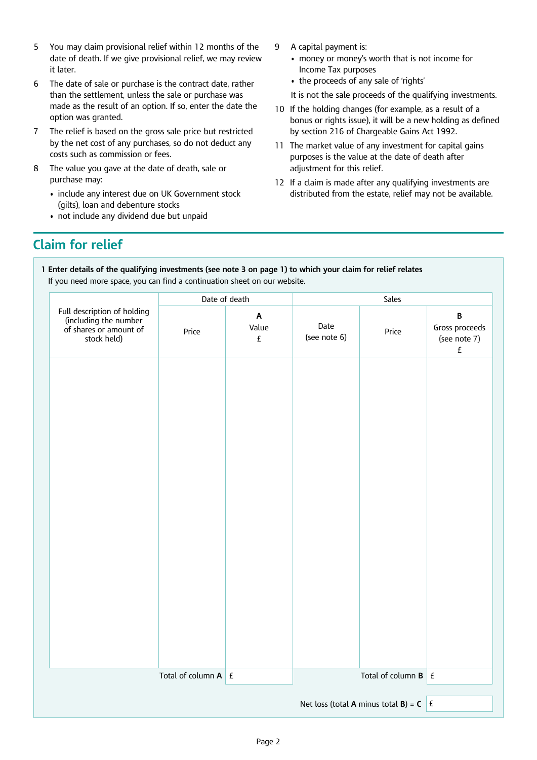5 You may claim provisional relief within 12 months of the date of death. If we give provisional relief, we may review it later.

6 The date of sale or purchase is the contract date, rather than the settlement, unless the sale or purchase was made as the result of an option. If so, enter the date the option was granted.

7 The relief is based on the gross sale price but restricted by the net cost of any purchases, so do not deduct any costs such as commission or fees.

8 The value you gave at the date of death, sale or purchase may:
   - include any interest due on UK Government stock (gilts), loan and debenture stocks
   - not include any dividend due but unpaid

9 A capital payment is:
   - money or money's worth that is not income for Income Tax purposes
   - the proceeds of any sale of 'rights'

   It is not the sale proceeds of the qualifying investments.

10 If the holding changes (for example, as a result of a bonus or rights issue), it will be a new holding as defined by section 216 of Chargeable Gains Act 1992.

11 The market value of any investment for capital gains purposes is the value at the date of death after adjustment for this relief.

12 If a claim is made after any qualifying investments are distributed from the estate, relief may not be available.

## Claim for relief

**1 Enter details of the qualifying investments (see note 3 on page 1) to which your claim for relief relates**
If you need more space, you can find a continuation sheet on our website.

| Full description of holding (including the number of shares or amount of stock held) | Date of death | | Sales | | |
|---|---|---|---|---|---|
| | Price | **A** Value £ | Date (see note 6) | Price | **B** Gross proceeds (see note 7) £ |
| | | | | | |
| | Total of column **A** | £ | | Total of column **B** | £ |
| | | | | Net loss (total **A** minus total **B**) = **C** | £ |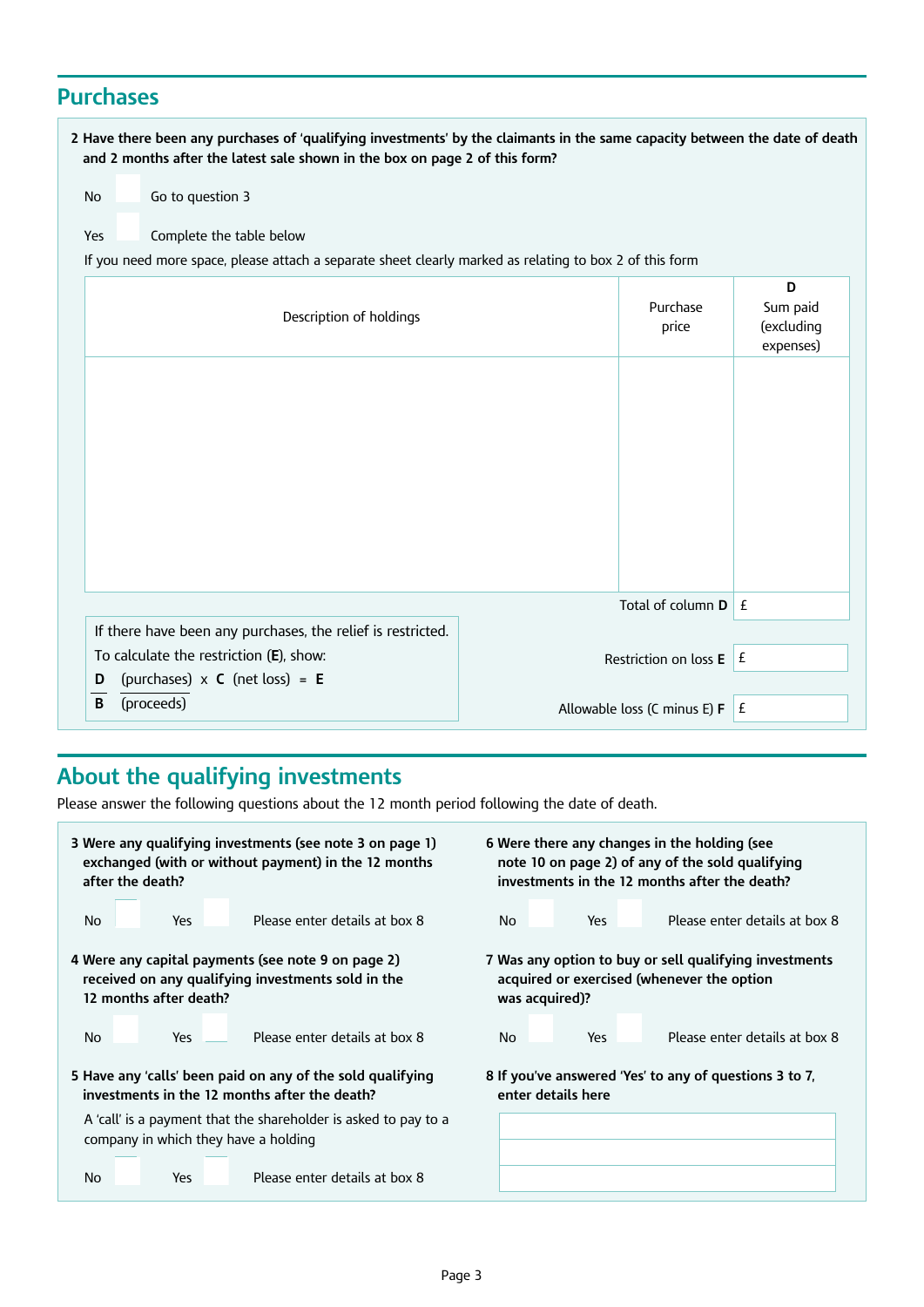## Purchases

**2 Have there been any purchases of 'qualifying investments' by the claimants in the same capacity between the date of death and 2 months after the latest sale shown in the box on page 2 of this form?**

No ☐ Go to question 3

Yes ☐ Complete the table below

If you need more space, please attach a separate sheet clearly marked as relating to box 2 of this form

| Description of holdings | Purchase price | **D** Sum paid (excluding expenses) |
|---|---|---|
| | | |
| | **Total of column D** | £ |

If there have been any purchases, the relief is restricted.

To calculate the restriction (**E**), show:

$$\frac{\textbf{D} \text{ (purchases)}}{\textbf{B} \text{ (proceeds)}} \times \textbf{C} \text{ (net loss)} = \textbf{E}$$

Restriction on loss **E** £

Allowable loss (C minus E) **F** £

## About the qualifying investments

Please answer the following questions about the 12 month period following the date of death.

**3 Were any qualifying investments (see note 3 on page 1) exchanged (with or without payment) in the 12 months after the death?**

No ☐ Yes ☐ Please enter details at box 8

**4 Were any capital payments (see note 9 on page 2) received on any qualifying investments sold in the 12 months after death?**

No ☐ Yes ☐ Please enter details at box 8

**5 Have any 'calls' been paid on any of the sold qualifying investments in the 12 months after the death?**

A 'call' is a payment that the shareholder is asked to pay to a company in which they have a holding

No ☐ Yes ☐ Please enter details at box 8

**6 Were there any changes in the holding (see note 10 on page 2) of any of the sold qualifying investments in the 12 months after the death?**

No ☐ Yes ☐ Please enter details at box 8

**7 Was any option to buy or sell qualifying investments acquired or exercised (whenever the option was acquired)?**

No ☐ Yes ☐ Please enter details at box 8

**8 If you've answered 'Yes' to any of questions 3 to 7, enter details here**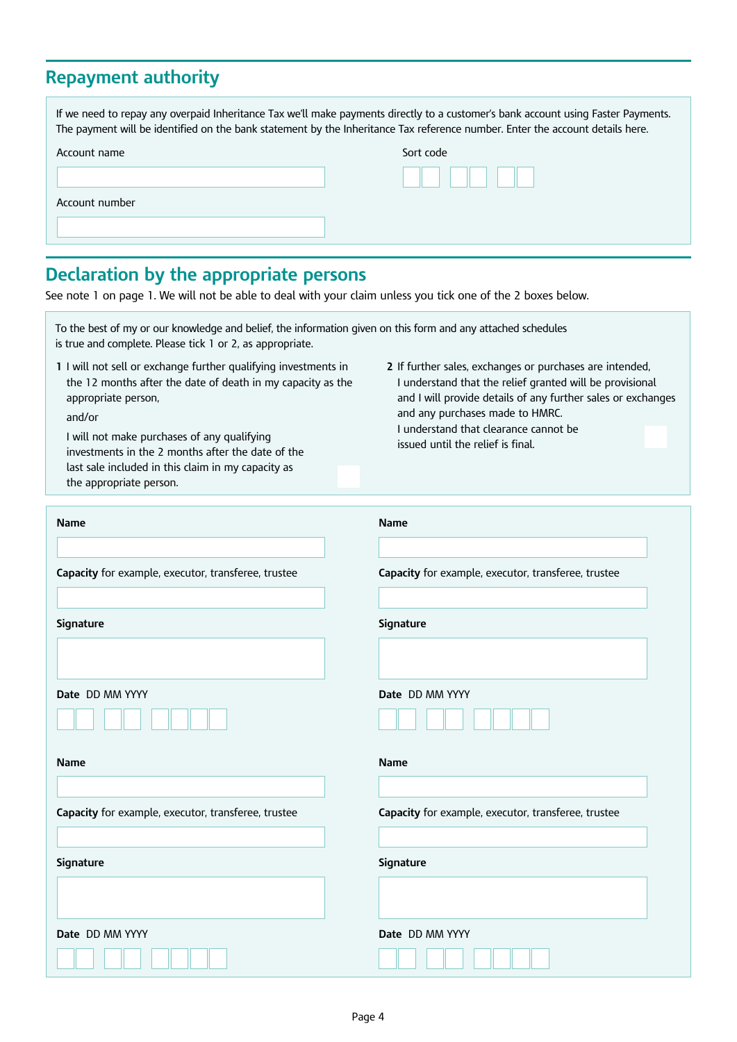## Repayment authority

If we need to repay any overpaid Inheritance Tax we'll make payments directly to a customer's bank account using Faster Payments. The payment will be identified on the bank statement by the Inheritance Tax reference number. Enter the account details here.

Account name

Sort code

Account number

## Declaration by the appropriate persons

See note 1 on page 1. We will not be able to deal with your claim unless you tick one of the 2 boxes below.

To the best of my or our knowledge and belief, the information given on this form and any attached schedules is true and complete. Please tick 1 or 2, as appropriate.

**1** I will not sell or exchange further qualifying investments in the 12 months after the date of death in my capacity as the appropriate person,

and/or

I will not make purchases of any qualifying investments in the 2 months after the date of the last sale included in this claim in my capacity as the appropriate person.

**2** If further sales, exchanges or purchases are intended, I understand that the relief granted will be provisional and I will provide details of any further sales or exchanges and any purchases made to HMRC.
I understand that clearance cannot be issued until the relief is final.

**Name**

**Capacity** for example, executor, transferee, trustee

**Signature**

**Date** DD MM YYYY

**Name**

**Capacity** for example, executor, transferee, trustee

**Signature**

**Date** DD MM YYYY

**Name**

**Capacity** for example, executor, transferee, trustee

**Signature**

**Date** DD MM YYYY

**Name**

**Capacity** for example, executor, transferee, trustee

**Signature**

**Date** DD MM YYYY